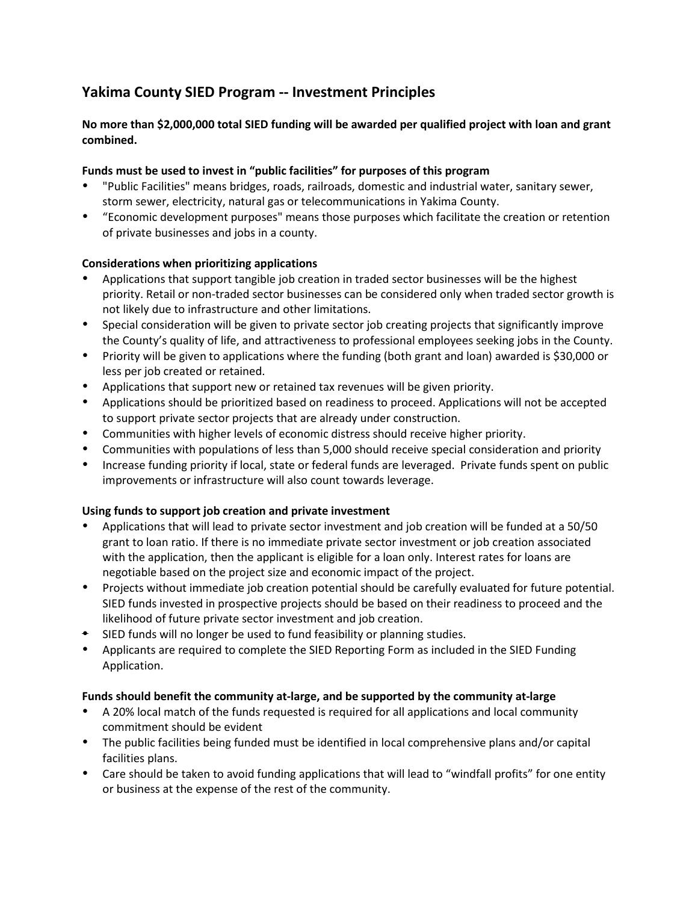# Yakima County SIED Program -- Investment Principles

**No more than $2,000,000 total SIED funding will be awarded per qualified project with loan and grant combined.**

**Funds must be used to invest in "public facilities" for purposes of this program**

- "Public Facilities" means bridges, roads, railroads, domestic and industrial water, sanitary sewer, storm sewer, electricity, natural gas or telecommunications in Yakima County.
- "Economic development purposes" means those purposes which facilitate the creation or retention of private businesses and jobs in a county.

**Considerations when prioritizing applications**

- Applications that support tangible job creation in traded sector businesses will be the highest priority. Retail or non-traded sector businesses can be considered only when traded sector growth is not likely due to infrastructure and other limitations.
- Special consideration will be given to private sector job creating projects that significantly improve the County's quality of life, and attractiveness to professional employees seeking jobs in the County.
- Priority will be given to applications where the funding (both grant and loan) awarded is $30,000 or less per job created or retained.
- Applications that support new or retained tax revenues will be given priority.
- Applications should be prioritized based on readiness to proceed. Applications will not be accepted to support private sector projects that are already under construction.
- Communities with higher levels of economic distress should receive higher priority.
- Communities with populations of less than 5,000 should receive special consideration and priority
- Increase funding priority if local, state or federal funds are leveraged. Private funds spent on public improvements or infrastructure will also count towards leverage.

**Using funds to support job creation and private investment**

- Applications that will lead to private sector investment and job creation will be funded at a 50/50 grant to loan ratio. If there is no immediate private sector investment or job creation associated with the application, then the applicant is eligible for a loan only. Interest rates for loans are negotiable based on the project size and economic impact of the project.
- Projects without immediate job creation potential should be carefully evaluated for future potential. SIED funds invested in prospective projects should be based on their readiness to proceed and the likelihood of future private sector investment and job creation.
- SIED funds will no longer be used to fund feasibility or planning studies.
- Applicants are required to complete the SIED Reporting Form as included in the SIED Funding Application.

**Funds should benefit the community at-large, and be supported by the community at-large**

- A 20% local match of the funds requested is required for all applications and local community commitment should be evident
- The public facilities being funded must be identified in local comprehensive plans and/or capital facilities plans.
- Care should be taken to avoid funding applications that will lead to "windfall profits" for one entity or business at the expense of the rest of the community.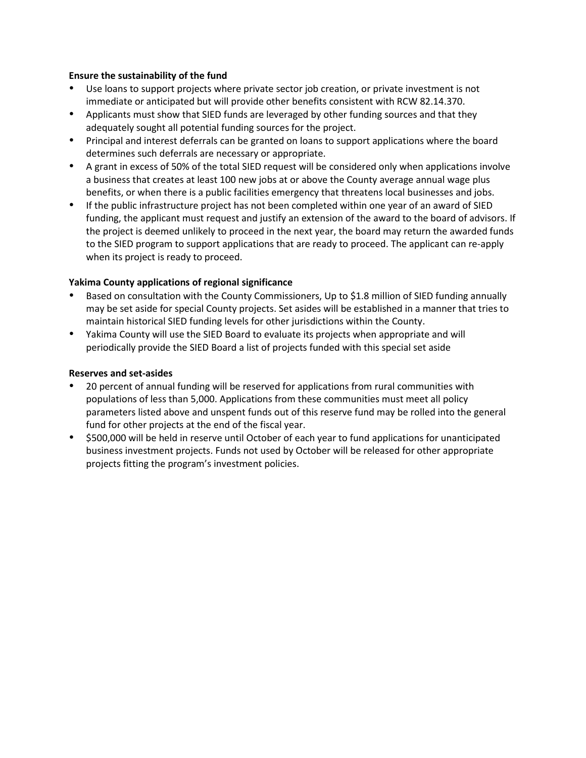**Ensure the sustainability of the fund**

- Use loans to support projects where private sector job creation, or private investment is not immediate or anticipated but will provide other benefits consistent with RCW 82.14.370.
- Applicants must show that SIED funds are leveraged by other funding sources and that they adequately sought all potential funding sources for the project.
- Principal and interest deferrals can be granted on loans to support applications where the board determines such deferrals are necessary or appropriate.
- A grant in excess of 50% of the total SIED request will be considered only when applications involve a business that creates at least 100 new jobs at or above the County average annual wage plus benefits, or when there is a public facilities emergency that threatens local businesses and jobs.
- If the public infrastructure project has not been completed within one year of an award of SIED funding, the applicant must request and justify an extension of the award to the board of advisors. If the project is deemed unlikely to proceed in the next year, the board may return the awarded funds to the SIED program to support applications that are ready to proceed. The applicant can re-apply when its project is ready to proceed.

**Yakima County applications of regional significance**

- Based on consultation with the County Commissioners, Up to $1.8 million of SIED funding annually may be set aside for special County projects. Set asides will be established in a manner that tries to maintain historical SIED funding levels for other jurisdictions within the County.
- Yakima County will use the SIED Board to evaluate its projects when appropriate and will periodically provide the SIED Board a list of projects funded with this special set aside

**Reserves and set-asides**

- 20 percent of annual funding will be reserved for applications from rural communities with populations of less than 5,000. Applications from these communities must meet all policy parameters listed above and unspent funds out of this reserve fund may be rolled into the general fund for other projects at the end of the fiscal year.
- $500,000 will be held in reserve until October of each year to fund applications for unanticipated business investment projects. Funds not used by October will be released for other appropriate projects fitting the program's investment policies.